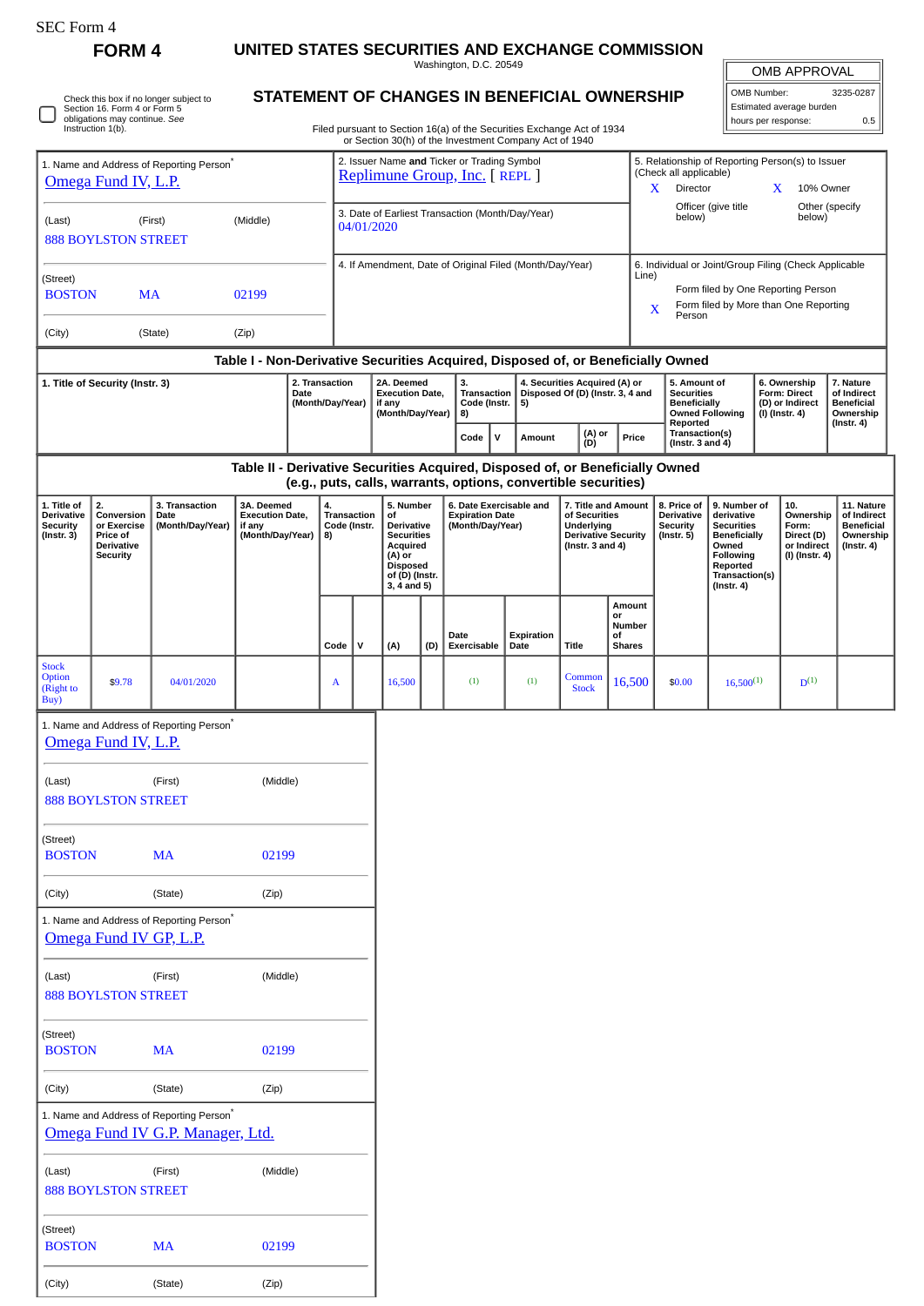SEC Form 4

**FORM 4**

# UNITED STATES SECURITIES AND EXCHANGE COMMISSION

Washington, D.C. 20549

## STATEMENT OF CHANGES IN BENEFICIAL OWNERSHIP

Filed pursuant to Section 16(a) of the Securities Exchange Act of 1934
or Section 30(h) of the Investment Company Act of 1940

| OMB APPROVAL | |
|---|---|
| OMB Number: | 3235-0287 |
| Estimated average burden | |
| hours per response: | 0.5 |

☐ Check this box if no longer subject to Section 16. Form 4 or Form 5 obligations may continue. *See* Instruction 1(b).

1. Name and Address of Reporting Person*
Omega Fund IV, L.P.

(Last) (First) (Middle)
888 BOYLSTON STREET

(Street)
BOSTON MA 02199

(City) (State) (Zip)

2. Issuer Name **and** Ticker or Trading Symbol
Replimune Group, Inc. [ REPL ]

3. Date of Earliest Transaction (Month/Day/Year)
04/01/2020

4. If Amendment, Date of Original Filed (Month/Day/Year)

5. Relationship of Reporting Person(s) to Issuer (Check all applicable)
X Director
X 10% Owner
Officer (give title below)
Other (specify below)

6. Individual or Joint/Group Filing (Check Applicable Line)
Form filed by One Reporting Person
X Form filed by More than One Reporting Person

### Table I - Non-Derivative Securities Acquired, Disposed of, or Beneficially Owned

| 1. Title of Security (Instr. 3) | 2. Transaction Date (Month/Day/Year) | 2A. Deemed Execution Date, if any (Month/Day/Year) | 3. Transaction Code (Instr. 8) | | 4. Securities Acquired (A) or Disposed Of (D) (Instr. 3, 4 and 5) | | | 5. Amount of Securities Beneficially Owned Following Reported Transaction(s) (Instr. 3 and 4) | 6. Ownership Form: Direct (D) or Indirect (I) (Instr. 4) | 7. Nature of Indirect Beneficial Ownership (Instr. 4) |
|---|---|---|---|---|---|---|---|---|---|---|
| | | | Code | V | Amount | (A) or (D) | Price | | | |

### Table II - Derivative Securities Acquired, Disposed of, or Beneficially Owned (e.g., puts, calls, warrants, options, convertible securities)

| 1. Title of Derivative Security (Instr. 3) | 2. Conversion or Exercise Price of Derivative Security | 3. Transaction Date (Month/Day/Year) | 3A. Deemed Execution Date, if any (Month/Day/Year) | 4. Transaction Code (Instr. 8) | | 5. Number of Derivative Securities Acquired (A) or Disposed of (D) (Instr. 3, 4 and 5) | | 6. Date Exercisable and Expiration Date (Month/Day/Year) | | 7. Title and Amount of Securities Underlying Derivative Security (Instr. 3 and 4) | | 8. Price of Derivative Security (Instr. 5) | 9. Number of derivative Securities Beneficially Owned Following Reported Transaction(s) (Instr. 4) | 10. Ownership Form: Direct (D) or Indirect (I) (Instr. 4) | 11. Nature of Indirect Beneficial Ownership (Instr. 4) |
|---|---|---|---|---|---|---|---|---|---|---|---|---|---|---|---|
| | | | | Code | V | (A) | (D) | Date Exercisable | Expiration Date | Title | Amount or Number of Shares | | | | |
| Stock Option (Right to Buy) | $9.78 | 04/01/2020 | | A | | 16,500 | | (1) | (1) | Common Stock | 16,500 | $0.00 | 16,500(1) | D(1) | |

1. Name and Address of Reporting Person*
Omega Fund IV, L.P.

(Last) (First) (Middle)
888 BOYLSTON STREET

(Street)
BOSTON MA 02199

(City) (State) (Zip)

1. Name and Address of Reporting Person*
Omega Fund IV GP, L.P.

(Last) (First) (Middle)
888 BOYLSTON STREET

(Street)
BOSTON MA 02199

(City) (State) (Zip)

1. Name and Address of Reporting Person*
Omega Fund IV G.P. Manager, Ltd.

(Last) (First) (Middle)
888 BOYLSTON STREET

(Street)
BOSTON MA 02199

(City) (State) (Zip)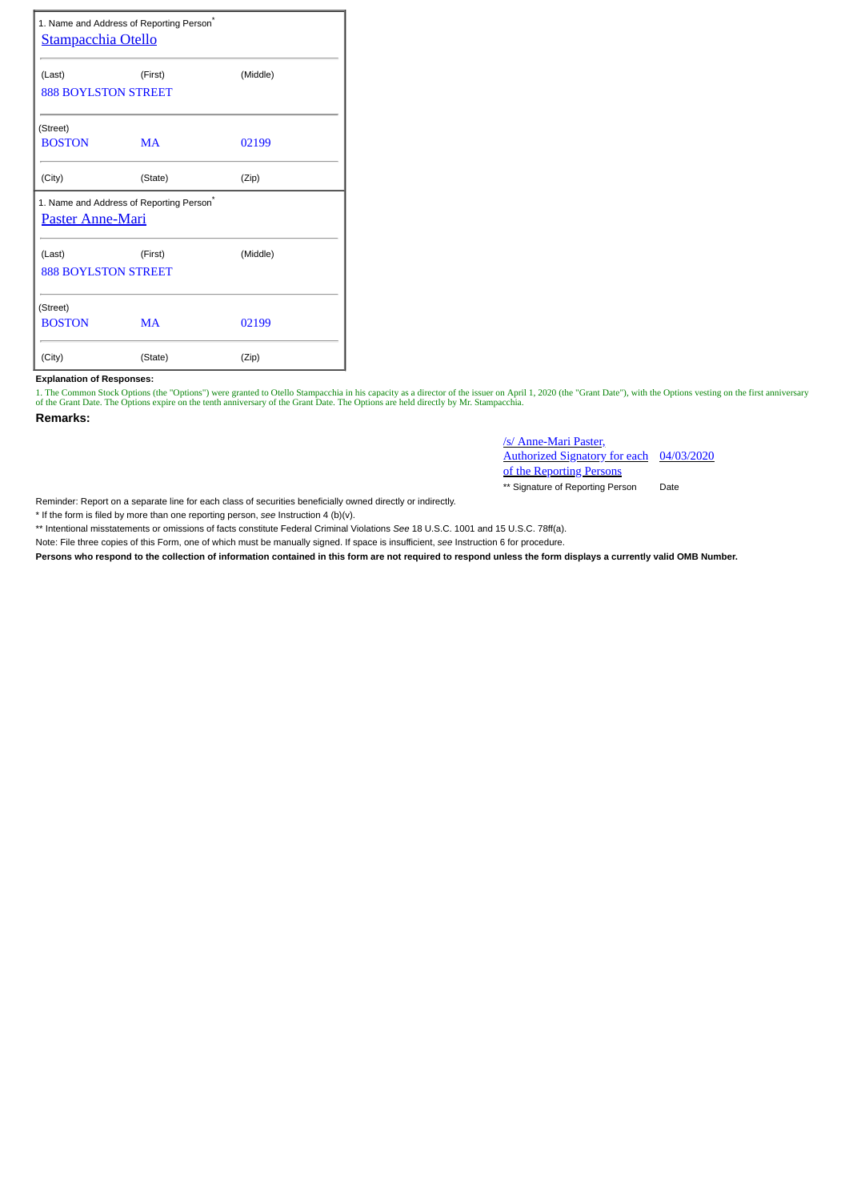| 1. Name and Address of Reporting Person* | | |
|---|---|---|
| Stampacchia Otello | | |
| (Last) | (First) | (Middle) |
| 888 BOYLSTON STREET | | |
| (Street) | | |
| BOSTON | MA | 02199 |
| (City) | (State) | (Zip) |

| 1. Name and Address of Reporting Person* | | |
|---|---|---|
| Paster Anne-Mari | | |
| (Last) | (First) | (Middle) |
| 888 BOYLSTON STREET | | |
| (Street) | | |
| BOSTON | MA | 02199 |
| (City) | (State) | (Zip) |

**Explanation of Responses:**

1. The Common Stock Options (the "Options") were granted to Otello Stampacchia in his capacity as a director of the issuer on April 1, 2020 (the "Grant Date"), with the Options vesting on the first anniversary of the Grant Date. The Options expire on the tenth anniversary of the Grant Date. The Options are held directly by Mr. Stampacchia.

**Remarks:**

| /s/ Anne-Mari Paster, Authorized Signatory for each of the Reporting Persons | 04/03/2020 |
|---|---|
| ** Signature of Reporting Person | Date |

Reminder: Report on a separate line for each class of securities beneficially owned directly or indirectly.

* If the form is filed by more than one reporting person, *see* Instruction 4 (b)(v).

** Intentional misstatements or omissions of facts constitute Federal Criminal Violations *See* 18 U.S.C. 1001 and 15 U.S.C. 78ff(a).

Note: File three copies of this Form, one of which must be manually signed. If space is insufficient, *see* Instruction 6 for procedure.

**Persons who respond to the collection of information contained in this form are not required to respond unless the form displays a currently valid OMB Number.**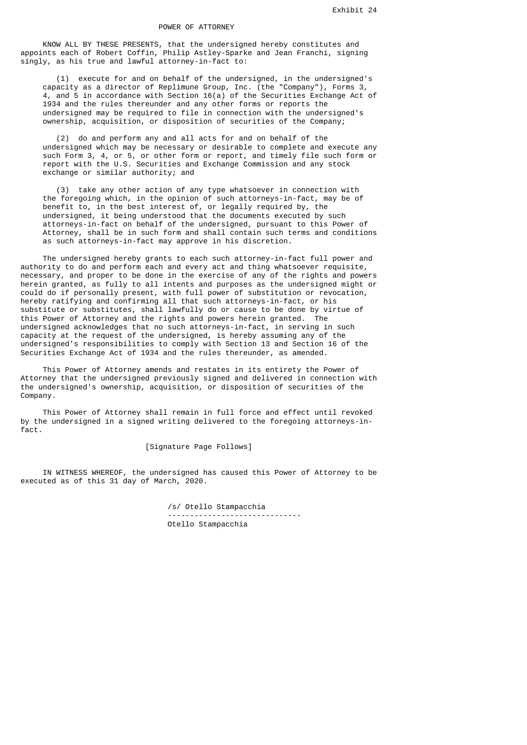Exhibit 24

# POWER OF ATTORNEY

KNOW ALL BY THESE PRESENTS, that the undersigned hereby constitutes and appoints each of Robert Coffin, Philip Astley-Sparke and Jean Franchi, signing singly, as his true and lawful attorney-in-fact to:

(1) execute for and on behalf of the undersigned, in the undersigned's capacity as a director of Replimune Group, Inc. (the "Company"), Forms 3, 4, and 5 in accordance with Section 16(a) of the Securities Exchange Act of 1934 and the rules thereunder and any other forms or reports the undersigned may be required to file in connection with the undersigned's ownership, acquisition, or disposition of securities of the Company;

(2) do and perform any and all acts for and on behalf of the undersigned which may be necessary or desirable to complete and execute any such Form 3, 4, or 5, or other form or report, and timely file such form or report with the U.S. Securities and Exchange Commission and any stock exchange or similar authority; and

(3) take any other action of any type whatsoever in connection with the foregoing which, in the opinion of such attorneys-in-fact, may be of benefit to, in the best interest of, or legally required by, the undersigned, it being understood that the documents executed by such attorneys-in-fact on behalf of the undersigned, pursuant to this Power of Attorney, shall be in such form and shall contain such terms and conditions as such attorneys-in-fact may approve in his discretion.

The undersigned hereby grants to each such attorney-in-fact full power and authority to do and perform each and every act and thing whatsoever requisite, necessary, and proper to be done in the exercise of any of the rights and powers herein granted, as fully to all intents and purposes as the undersigned might or could do if personally present, with full power of substitution or revocation, hereby ratifying and confirming all that such attorneys-in-fact, or his substitute or substitutes, shall lawfully do or cause to be done by virtue of this Power of Attorney and the rights and powers herein granted. The undersigned acknowledges that no such attorneys-in-fact, in serving in such capacity at the request of the undersigned, is hereby assuming any of the undersigned's responsibilities to comply with Section 13 and Section 16 of the Securities Exchange Act of 1934 and the rules thereunder, as amended.

This Power of Attorney amends and restates in its entirety the Power of Attorney that the undersigned previously signed and delivered in connection with the undersigned's ownership, acquisition, or disposition of securities of the Company.

This Power of Attorney shall remain in full force and effect until revoked by the undersigned in a signed writing delivered to the foregoing attorneys-in-fact.

[Signature Page Follows]

IN WITNESS WHEREOF, the undersigned has caused this Power of Attorney to be executed as of this 31 day of March, 2020.

/s/ Otello Stampacchia

------------------------------

Otello Stampacchia